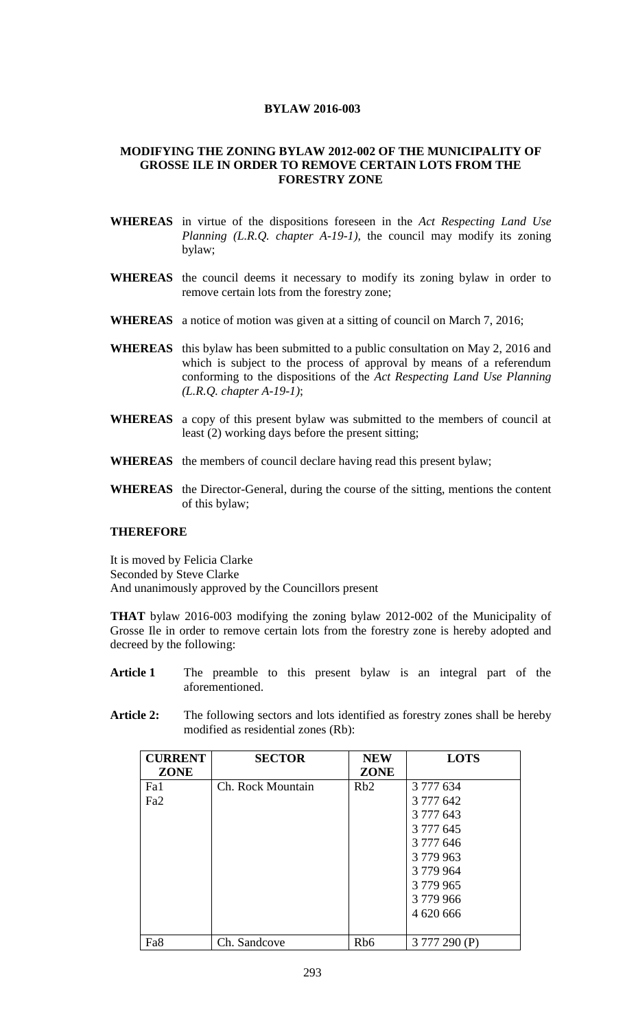**BYLAW 2016-003**

**MODIFYING THE ZONING BYLAW 2012-002 OF THE MUNICIPALITY OF GROSSE ILE IN ORDER TO REMOVE CERTAIN LOTS FROM THE FORESTRY ZONE**

**WHEREAS** in virtue of the dispositions foreseen in the *Act Respecting Land Use Planning (L.R.Q. chapter A-19-1)*, the council may modify its zoning bylaw;

**WHEREAS** the council deems it necessary to modify its zoning bylaw in order to remove certain lots from the forestry zone;

**WHEREAS** a notice of motion was given at a sitting of council on March 7, 2016;

**WHEREAS** this bylaw has been submitted to a public consultation on May 2, 2016 and which is subject to the process of approval by means of a referendum conforming to the dispositions of the *Act Respecting Land Use Planning (L.R.Q. chapter A-19-1)*;

**WHEREAS** a copy of this present bylaw was submitted to the members of council at least (2) working days before the present sitting;

**WHEREAS** the members of council declare having read this present bylaw;

**WHEREAS** the Director-General, during the course of the sitting, mentions the content of this bylaw;

**THEREFORE**

It is moved by Felicia Clarke
Seconded by Steve Clarke
And unanimously approved by the Councillors present

**THAT** bylaw 2016-003 modifying the zoning bylaw 2012-002 of the Municipality of Grosse Ile in order to remove certain lots from the forestry zone is hereby adopted and decreed by the following:

**Article 1** The preamble to this present bylaw is an integral part of the aforementioned.

**Article 2:** The following sectors and lots identified as forestry zones shall be hereby modified as residential zones (Rb):

| CURRENT ZONE | SECTOR | NEW ZONE | LOTS |
|---|---|---|---|
| Fa1 | Ch. Rock Mountain | Rb2 | 3 777 634 |
| Fa2 | | | 3 777 642 |
| | | | 3 777 643 |
| | | | 3 777 645 |
| | | | 3 777 646 |
| | | | 3 779 963 |
| | | | 3 779 964 |
| | | | 3 779 965 |
| | | | 3 779 966 |
| | | | 4 620 666 |
| Fa8 | Ch. Sandcove | Rb6 | 3 777 290 (P) |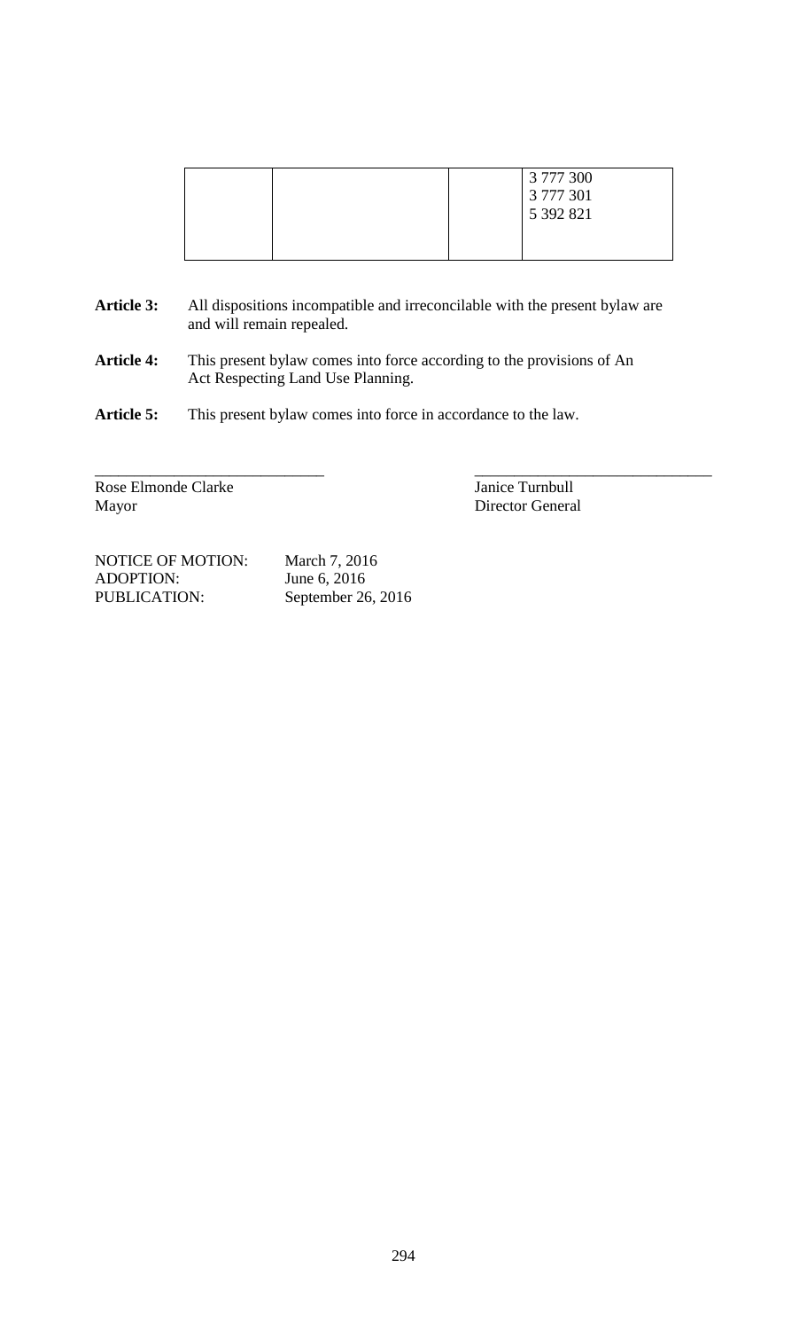| | | | |
|---|---|---|---|
| | | | 3 777 300<br>3 777 301<br>5 392 821 |

**Article 3:** All dispositions incompatible and irreconcilable with the present bylaw are and will remain repealed.

**Article 4:** This present bylaw comes into force according to the provisions of An Act Respecting Land Use Planning.

**Article 5:** This present bylaw comes into force in accordance to the law.

\_\_\_\_\_\_\_\_\_\_\_\_\_\_\_\_\_\_\_\_\_\_\_\_\_\_\_\_\_\_
Rose Elmonde Clarke
Mayor

\_\_\_\_\_\_\_\_\_\_\_\_\_\_\_\_\_\_\_\_\_\_\_\_\_\_\_\_\_\_
Janice Turnbull
Director General

NOTICE OF MOTION: March 7, 2016
ADOPTION: June 6, 2016
PUBLICATION: September 26, 2016